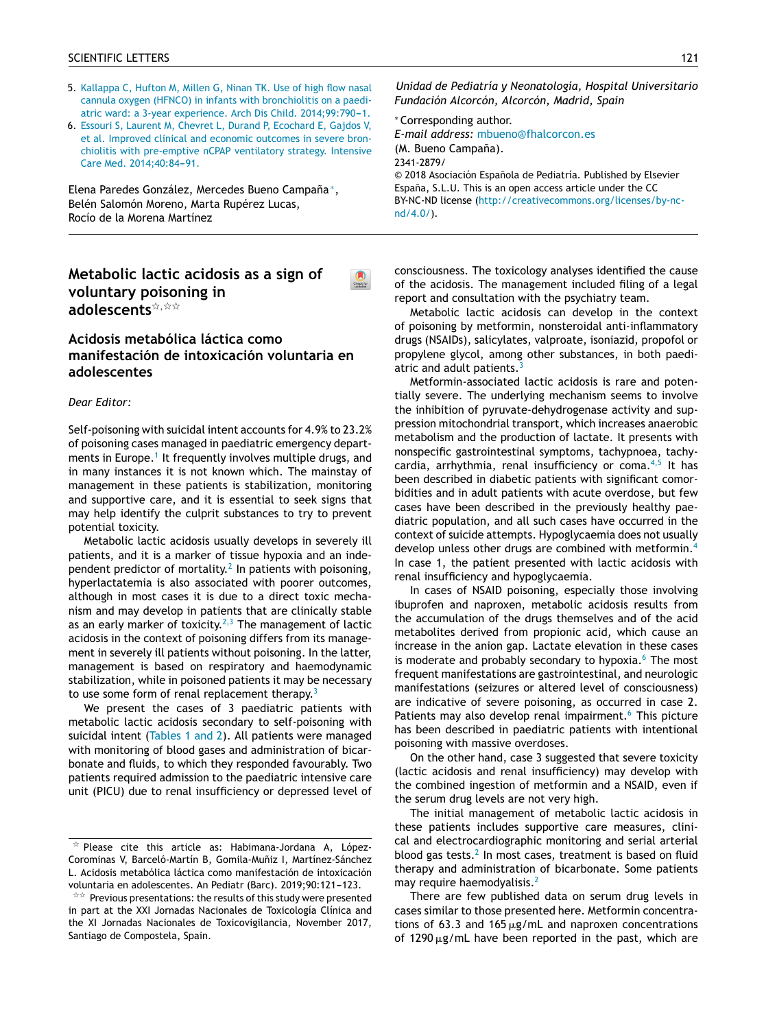5. Kallappa C, Hufton M, Millen G, Ninan TK. Use of high flow nasal cannula oxygen (HFNCO) in infants with bronchiolitis on a paediatric ward: a 3-year experience. Arch Dis Child. 2014;99:790–1.
6. Essouri S, Laurent M, Chevret L, Durand P, Ecochard E, Gajdos V, et al. Improved clinical and economic outcomes in severe bronchiolitis with pre-emptive nCPAP ventilatory strategy. Intensive Care Med. 2014;40:84–91.

Elena Paredes González, Mercedes Bueno Campaña*, Belén Salomón Moreno, Marta Rupérez Lucas, Rocío de la Morena Martínez

*Unidad de Pediatría y Neonatología, Hospital Universitario Fundación Alcorcón, Alcorcón, Madrid, Spain*

* Corresponding author.
*E-mail address:* mbueno@fhalcorcon.es
(M. Bueno Campaña).
2341-2879/
© 2018 Asociación Española de Pediatría. Published by Elsevier España, S.L.U. This is an open access article under the CC BY-NC-ND license (http://creativecommons.org/licenses/by-nc-nd/4.0/).

# Metabolic lactic acidosis as a sign of voluntary poisoning in adolescents☆,☆☆

## Acidosis metabólica láctica como manifestación de intoxicación voluntaria en adolescentes

*Dear Editor:*

Self-poisoning with suicidal intent accounts for 4.9% to 23.2% of poisoning cases managed in paediatric emergency departments in Europe.[1] It frequently involves multiple drugs, and in many instances it is not known which. The mainstay of management in these patients is stabilization, monitoring and supportive care, and it is essential to seek signs that may help identify the culprit substances to try to prevent potential toxicity.

Metabolic lactic acidosis usually develops in severely ill patients, and it is a marker of tissue hypoxia and an independent predictor of mortality.[2] In patients with poisoning, hyperlactatemia is also associated with poorer outcomes, although in most cases it is due to a direct toxic mechanism and may develop in patients that are clinically stable as an early marker of toxicity.[2,3] The management of lactic acidosis in the context of poisoning differs from its management in severely ill patients without poisoning. In the latter, management is based on respiratory and haemodynamic stabilization, while in poisoned patients it may be necessary to use some form of renal replacement therapy.[3]

We present the cases of 3 paediatric patients with metabolic lactic acidosis secondary to self-poisoning with suicidal intent (Tables 1 and 2). All patients were managed with monitoring of blood gases and administration of bicarbonate and fluids, to which they responded favourably. Two patients required admission to the paediatric intensive care unit (PICU) due to renal insufficiency or depressed level of consciousness. The toxicology analyses identified the cause of the acidosis. The management included filing of a legal report and consultation with the psychiatry team.

Metabolic lactic acidosis can develop in the context of poisoning by metformin, nonsteroidal anti-inflammatory drugs (NSAIDs), salicylates, valproate, isoniazid, propofol or propylene glycol, among other substances, in both paediatric and adult patients.[3]

Metformin-associated lactic acidosis is rare and potentially severe. The underlying mechanism seems to involve the inhibition of pyruvate-dehydrogenase activity and suppression mitochondrial transport, which increases anaerobic metabolism and the production of lactate. It presents with nonspecific gastrointestinal symptoms, tachypnoea, tachycardia, arrhythmia, renal insufficiency or coma.[4,5] It has been described in diabetic patients with significant comorbidities and in adult patients with acute overdose, but few cases have been described in the previously healthy paediatric population, and all such cases have occurred in the context of suicide attempts. Hypoglycaemia does not usually develop unless other drugs are combined with metformin.[4] In case 1, the patient presented with lactic acidosis with renal insufficiency and hypoglycaemia.

In cases of NSAID poisoning, especially those involving ibuprofen and naproxen, metabolic acidosis results from the accumulation of the drugs themselves and of the acid metabolites derived from propionic acid, which cause an increase in the anion gap. Lactate elevation in these cases is moderate and probably secondary to hypoxia.[6] The most frequent manifestations are gastrointestinal, and neurologic manifestations (seizures or altered level of consciousness) are indicative of severe poisoning, as occurred in case 2. Patients may also develop renal impairment.[6] This picture has been described in paediatric patients with intentional poisoning with massive overdoses.

On the other hand, case 3 suggested that severe toxicity (lactic acidosis and renal insufficiency) may develop with the combined ingestion of metformin and a NSAID, even if the serum drug levels are not very high.

The initial management of metabolic lactic acidosis in these patients includes supportive care measures, clinical and electrocardiographic monitoring and serial arterial blood gas tests.[2] In most cases, treatment is based on fluid therapy and administration of bicarbonate. Some patients may require haemodyalisis.[2]

There are few published data on serum drug levels in cases similar to those presented here. Metformin concentrations of 63.3 and 165 μg/mL and naproxen concentrations of 1290 μg/mL have been reported in the past, which are

☆ Please cite this article as: Habimana-Jordana A, López-Corominas V, Barceló-Martín B, Gomila-Muñiz I, Martínez-Sánchez L. Acidosis metabólica láctica como manifestación de intoxicación voluntaria en adolescentes. An Pediatr (Barc). 2019;90:121–123.

☆☆ Previous presentations: the results of this study were presented in part at the XXI Jornadas Nacionales de Toxicología Clínica and the XI Jornadas Nacionales de Toxicovigilancia, November 2017, Santiago de Compostela, Spain.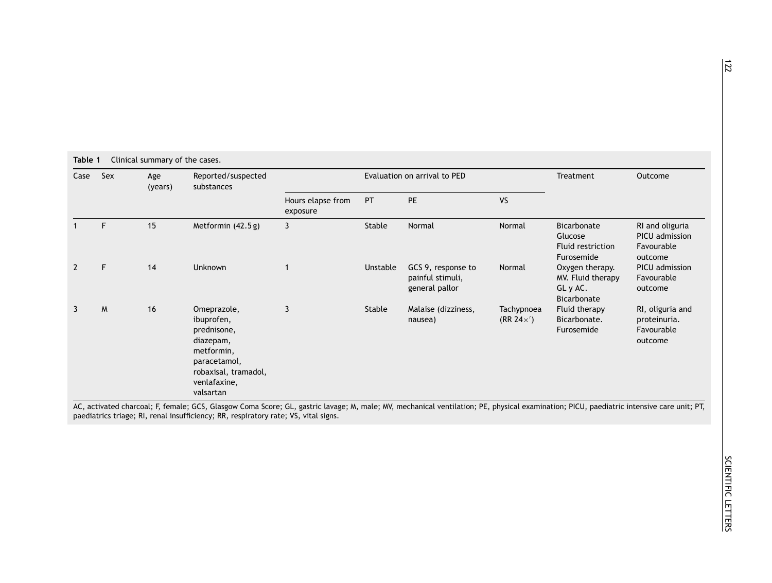**Table 1** Clinical summary of the cases.

| Case | Sex | Age (years) | Reported/suspected substances | Evaluation on arrival to PED | | | | Treatment | Outcome |
|---|---|---|---|---|---|---|---|---|---|
| | | | | Hours elapse from exposure | PT | PE | VS | | |
| 1 | F | 15 | Metformin (42.5 g) | 3 | Stable | Normal | Normal | Bicarbonate Glucose Fluid restriction Furosemide | RI and oliguria PICU admission Favourable outcome |
| 2 | F | 14 | Unknown | 1 | Unstable | GCS 9, response to painful stimuli, general pallor | Normal | Oxygen therapy. MV. Fluid therapy GL y AC. Bicarbonate | PICU admission Favourable outcome |
| 3 | M | 16 | Omeprazole, ibuprofen, prednisone, diazepam, metformin, paracetamol, robaxisal, tramadol, venlafaxine, valsartan | 3 | Stable | Malaise (dizziness, nausea) | Tachypnoea (RR 24×′) | Fluid therapy Bicarbonate. Furosemide | RI, oliguria and proteinuria. Favourable outcome |

AC, activated charcoal; F, female; GCS, Glasgow Coma Score; GL, gastric lavage; M, male; MV, mechanical ventilation; PE, physical examination; PICU, paediatric intensive care unit; PT, paediatrics triage; RI, renal insufficiency; RR, respiratory rate; VS, vital signs.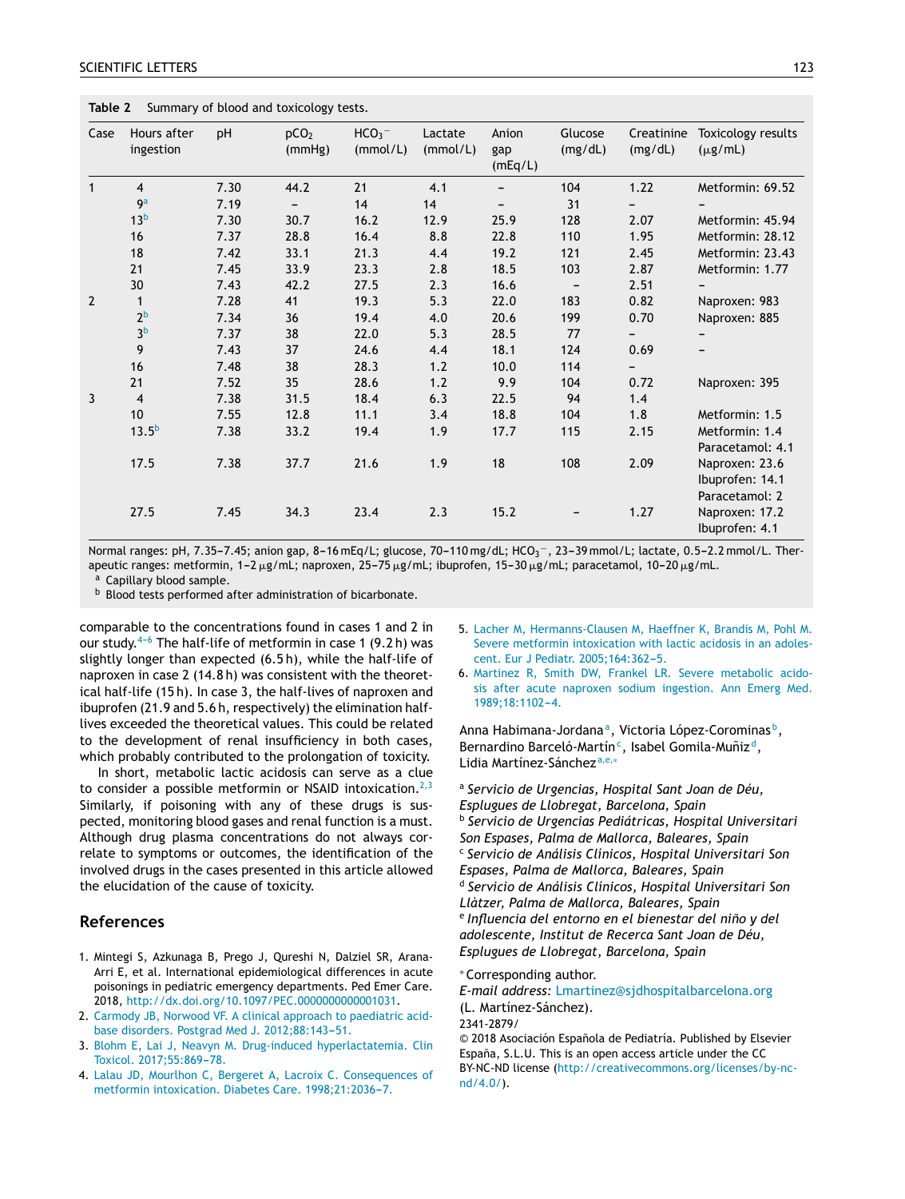**Table 2** Summary of blood and toxicology tests.

| Case | Hours after ingestion | pH | $pCO_2$ (mmHg) | $HCO_3^-$ (mmol/L) | Lactate (mmol/L) | Anion gap (mEq/L) | Glucose (mg/dL) | Creatinine (mg/dL) | Toxicology results (μg/mL) |
|---|---|---|---|---|---|---|---|---|---|
| 1 | 4 | 7.30 | 44.2 | 21 | 4.1 | – | 104 | 1.22 | Metformin: 69.52 |
| | 9[a] | 7.19 | – | 14 | 14 | – | 31 | – | – |
| | 13[b] | 7.30 | 30.7 | 16.2 | 12.9 | 25.9 | 128 | 2.07 | Metformin: 45.94 |
| | 16 | 7.37 | 28.8 | 16.4 | 8.8 | 22.8 | 110 | 1.95 | Metformin: 28.12 |
| | 18 | 7.42 | 33.1 | 21.3 | 4.4 | 19.2 | 121 | 2.45 | Metformin: 23.43 |
| | 21 | 7.45 | 33.9 | 23.3 | 2.8 | 18.5 | 103 | 2.87 | Metformin: 1.77 |
| | 30 | 7.43 | 42.2 | 27.5 | 2.3 | 16.6 | – | 2.51 | – |
| 2 | 1 | 7.28 | 41 | 19.3 | 5.3 | 22.0 | 183 | 0.82 | Naproxen: 983 |
| | 2[b] | 7.34 | 36 | 19.4 | 4.0 | 20.6 | 199 | 0.70 | Naproxen: 885 |
| | 3[b] | 7.37 | 38 | 22.0 | 5.3 | 28.5 | 77 | – | – |
| | 9 | 7.43 | 37 | 24.6 | 4.4 | 18.1 | 124 | 0.69 | – |
| | 16 | 7.48 | 38 | 28.3 | 1.2 | 10.0 | 114 | – | |
| | 21 | 7.52 | 35 | 28.6 | 1.2 | 9.9 | 104 | 0.72 | Naproxen: 395 |
| 3 | 4 | 7.38 | 31.5 | 18.4 | 6.3 | 22.5 | 94 | 1.4 | |
| | 10 | 7.55 | 12.8 | 11.1 | 3.4 | 18.8 | 104 | 1.8 | Metformin: 1.5 |
| | 13.5[b] | 7.38 | 33.2 | 19.4 | 1.9 | 17.7 | 115 | 2.15 | Metformin: 1.4<br>Paracetamol: 4.1 |
| | 17.5 | 7.38 | 37.7 | 21.6 | 1.9 | 18 | 108 | 2.09 | Naproxen: 23.6<br>Ibuprofen: 14.1<br>Paracetamol: 2 |
| | 27.5 | 7.45 | 34.3 | 23.4 | 2.3 | 15.2 | – | 1.27 | Naproxen: 17.2<br>Ibuprofen: 4.1 |

Normal ranges: pH, 7.35–7.45; anion gap, 8–16 mEq/L; glucose, 70–110 mg/dL; $HCO_3^-$, 23–39 mmol/L; lactate, 0.5–2.2 mmol/L. Therapeutic ranges: metformin, 1–2 μg/mL; naproxen, 25–75 μg/mL; ibuprofen, 15–30 μg/mL; paracetamol, 10–20 μg/mL.
[a] Capillary blood sample.
[b] Blood tests performed after administration of bicarbonate.

comparable to the concentrations found in cases 1 and 2 in our study.[4–6] The half-life of metformin in case 1 (9.2 h) was slightly longer than expected (6.5 h), while the half-life of naproxen in case 2 (14.8 h) was consistent with the theoretical half-life (15 h). In case 3, the half-lives of naproxen and ibuprofen (21.9 and 5.6 h, respectively) the elimination half-lives exceeded the theoretical values. This could be related to the development of renal insufficiency in both cases, which probably contributed to the prolongation of toxicity.

In short, metabolic lactic acidosis can serve as a clue to consider a possible metformin or NSAID intoxication.[2,3] Similarly, if poisoning with any of these drugs is suspected, monitoring blood gases and renal function is a must. Although drug plasma concentrations do not always correlate to symptoms or outcomes, the identification of the involved drugs in the cases presented in this article allowed the elucidation of the cause of toxicity.

## References

1. Mintegi S, Azkunaga B, Prego J, Qureshi N, Dalziel SR, Arana-Arri E, et al. International epidemiological differences in acute poisonings in pediatric emergency departments. Ped Emer Care. 2018, http://dx.doi.org/10.1097/PEC.0000000000001031.
2. Carmody JB, Norwood VF. A clinical approach to paediatric acid-base disorders. Postgrad Med J. 2012;88:143–51.
3. Blohm E, Lai J, Neavyn M. Drug-induced hyperlactatemia. Clin Toxicol. 2017;55:869–78.
4. Lalau JD, Mourlhon C, Bergeret A, Lacroix C. Consequences of metformin intoxication. Diabetes Care. 1998;21:2036–7.
5. Lacher M, Hermanns-Clausen M, Haeffner K, Brandis M, Pohl M. Severe metformin intoxication with lactic acidosis in an adolescent. Eur J Pediatr. 2005;164:362–5.
6. Martinez R, Smith DW, Frankel LR. Severe metabolic acidosis after acute naproxen sodium ingestion. Ann Emerg Med. 1989;18:1102–4.

Anna Habimana-Jordana[a], Victoria López-Corominas[b], Bernardino Barceló-Martín[c], Isabel Gomila-Muñiz[d], Lidia Martínez-Sánchez[a,e,*]

[a] *Servicio de Urgencias, Hospital Sant Joan de Déu, Esplugues de Llobregat, Barcelona, Spain*
[b] *Servicio de Urgencias Pediátricas, Hospital Universitari Son Espases, Palma de Mallorca, Baleares, Spain*
[c] *Servicio de Análisis Clínicos, Hospital Universitari Son Espases, Palma de Mallorca, Baleares, Spain*
[d] *Servicio de Análisis Clínicos, Hospital Universitari Son Llàtzer, Palma de Mallorca, Baleares, Spain*
[e] *Influencia del entorno en el bienestar del niño y del adolescente, Institut de Recerca Sant Joan de Déu, Esplugues de Llobregat, Barcelona, Spain*

[*] Corresponding author.
*E-mail address:* Lmartinez@sjdhospitalbarcelona.org (L. Martínez-Sánchez).

2341-2879/
© 2018 Asociación Española de Pediatría. Published by Elsevier España, S.L.U. This is an open access article under the CC BY-NC-ND license (http://creativecommons.org/licenses/by-nc-nd/4.0/).